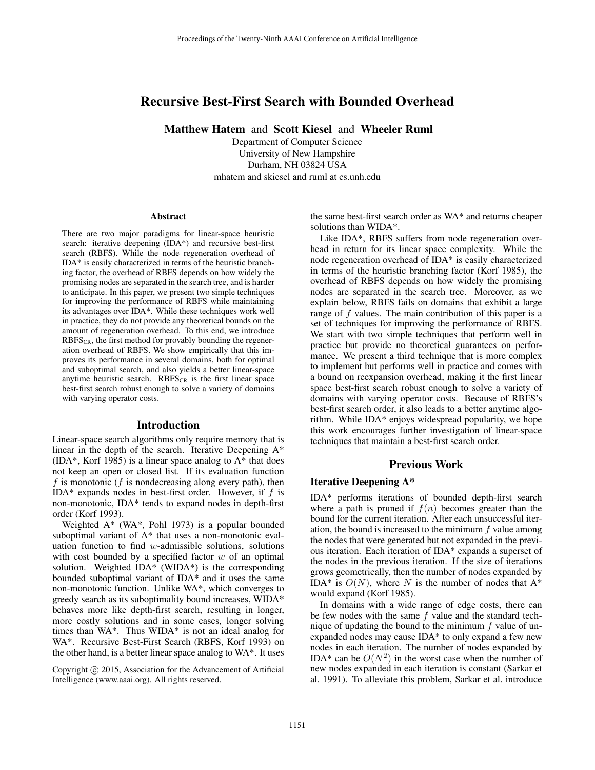# Recursive Best-First Search with Bounded Overhead

**Matthew Hatem** and **Scott Kiesel** and **Wheeler Ruml**

Department of Computer Science
University of New Hampshire
Durham, NH 03824 USA
mhatem and skiesel and ruml at cs.unh.edu

## Abstract

There are two major paradigms for linear-space heuristic search: iterative deepening (IDA*) and recursive best-first search (RBFS). While the node regeneration overhead of IDA* is easily characterized in terms of the heuristic branching factor, the overhead of RBFS depends on how widely the promising nodes are separated in the search tree, and is harder to anticipate. In this paper, we present two simple techniques for improving the performance of RBFS while maintaining its advantages over IDA*. While these techniques work well in practice, they do not provide any theoretical bounds on the amount of regeneration overhead. To this end, we introduce $\text{RBFS}_{\text{CR}}$, the first method for provably bounding the regeneration overhead of RBFS. We show empirically that this improves its performance in several domains, both for optimal and suboptimal search, and also yields a better linear-space anytime heuristic search. $\text{RBFS}_{\text{CR}}$ is the first linear space best-first search robust enough to solve a variety of domains with varying operator costs.

## Introduction

Linear-space search algorithms only require memory that is linear in the depth of the search. Iterative Deepening A* (IDA*, Korf 1985) is a linear space analog to A* that does not keep an open or closed list. If its evaluation function $f$ is monotonic ($f$ is nondecreasing along every path), then IDA* expands nodes in best-first order. However, if $f$ is non-monotonic, IDA* tends to expand nodes in depth-first order (Korf 1993).

Weighted A* (WA*, Pohl 1973) is a popular bounded suboptimal variant of A* that uses a non-monotonic evaluation function to find $w$-admissible solutions, solutions with cost bounded by a specified factor $w$ of an optimal solution. Weighted IDA* (WIDA*) is the corresponding bounded suboptimal variant of IDA* and it uses the same non-monotonic function. Unlike WA*, which converges to greedy search as its suboptimality bound increases, WIDA* behaves more like depth-first search, resulting in longer, more costly solutions and in some cases, longer solving times than WA*. Thus WIDA* is not an ideal analog for WA*. Recursive Best-First Search (RBFS, Korf 1993) on the other hand, is a better linear space analog to WA*. It uses the same best-first search order as WA* and returns cheaper solutions than WIDA*.

Like IDA*, RBFS suffers from node regeneration overhead in return for its linear space complexity. While the node regeneration overhead of IDA* is easily characterized in terms of the heuristic branching factor (Korf 1985), the overhead of RBFS depends on how widely the promising nodes are separated in the search tree. Moreover, as we explain below, RBFS fails on domains that exhibit a large range of $f$ values. The main contribution of this paper is a set of techniques for improving the performance of RBFS. We start with two simple techniques that perform well in practice but provide no theoretical guarantees on performance. We present a third technique that is more complex to implement but performs well in practice and comes with a bound on reexpansion overhead, making it the first linear space best-first search robust enough to solve a variety of domains with varying operator costs. Because of RBFS's best-first search order, it also leads to a better anytime algorithm. While IDA* enjoys widespread popularity, we hope this work encourages further investigation of linear-space techniques that maintain a best-first search order.

## Previous Work

### Iterative Deepening A*

IDA* performs iterations of bounded depth-first search where a path is pruned if $f(n)$ becomes greater than the bound for the current iteration. After each unsuccessful iteration, the bound is increased to the minimum $f$ value among the nodes that were generated but not expanded in the previous iteration. Each iteration of IDA* expands a superset of the nodes in the previous iteration. If the size of iterations grows geometrically, then the number of nodes expanded by IDA* is $O(N)$, where $N$ is the number of nodes that A* would expand (Korf 1985).

In domains with a wide range of edge costs, there can be few nodes with the same $f$ value and the standard technique of updating the bound to the minimum $f$ value of unexpanded nodes may cause IDA* to only expand a few new nodes in each iteration. The number of nodes expanded by IDA* can be $O(N^2)$ in the worst case when the number of new nodes expanded in each iteration is constant (Sarkar et al. 1991). To alleviate this problem, Sarkar et al. introduce

Copyright © 2015, Association for the Advancement of Artificial Intelligence (www.aaai.org). All rights reserved.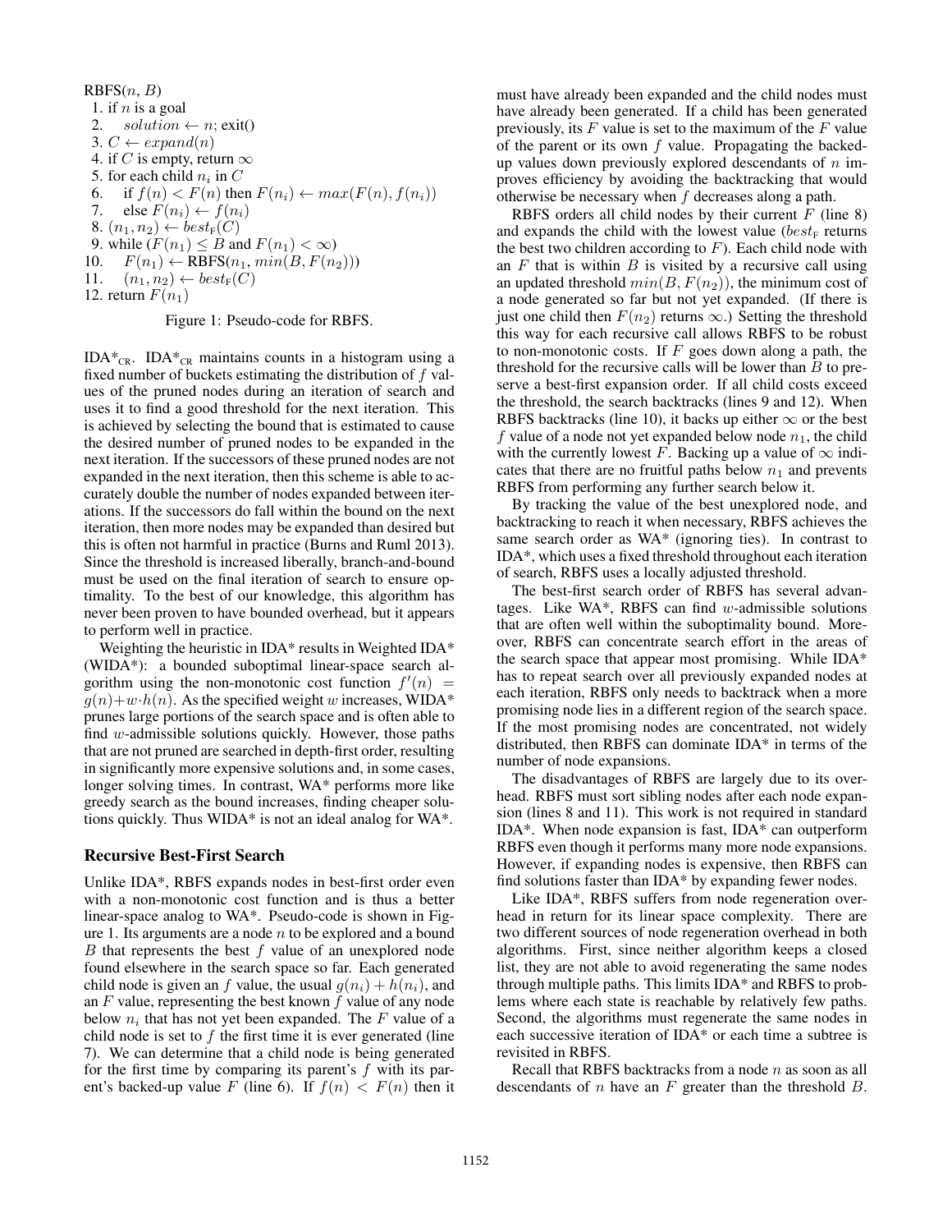```
RBFS(n, B)
 1. if n is a goal
 2.     solution ← n; exit()
 3. C ← expand(n)
 4. if C is empty, return ∞
 5. for each child n_i in C
 6.     if f(n) < F(n) then F(n_i) ← max(F(n), f(n_i))
 7.     else F(n_i) ← f(n_i)
 8. (n_1, n_2) ← best_F(C)
 9. while (F(n_1) ≤ B and F(n_1) < ∞)
10.     F(n_1) ← RBFS(n_1, min(B, F(n_2)))
11.     (n_1, n_2) ← best_F(C)
12. return F(n_1)
```

Figure 1: Pseudo-code for RBFS.

IDA*$_{CR}$. IDA*$_{CR}$ maintains counts in a histogram using a fixed number of buckets estimating the distribution of $f$ values of the pruned nodes during an iteration of search and uses it to find a good threshold for the next iteration. This is achieved by selecting the bound that is estimated to cause the desired number of pruned nodes to be expanded in the next iteration. If the successors of these pruned nodes are not expanded in the next iteration, then this scheme is able to accurately double the number of nodes expanded between iterations. If the successors do fall within the bound on the next iteration, then more nodes may be expanded than desired but this is often not harmful in practice (Burns and Ruml 2013). Since the threshold is increased liberally, branch-and-bound must be used on the final iteration of search to ensure optimality. To the best of our knowledge, this algorithm has never been proven to have bounded overhead, but it appears to perform well in practice.

Weighting the heuristic in IDA* results in Weighted IDA* (WIDA*): a bounded suboptimal linear-space search algorithm using the non-monotonic cost function $f'(n) = g(n)+w \cdot h(n)$. As the specified weight $w$ increases, WIDA* prunes large portions of the search space and is often able to find $w$-admissible solutions quickly. However, those paths that are not pruned are searched in depth-first order, resulting in significantly more expensive solutions and, in some cases, longer solving times. In contrast, WA* performs more like greedy search as the bound increases, finding cheaper solutions quickly. Thus WIDA* is not an ideal analog for WA*.

## Recursive Best-First Search

Unlike IDA*, RBFS expands nodes in best-first order even with a non-monotonic cost function and is thus a better linear-space analog to WA*. Pseudo-code is shown in Figure 1. Its arguments are a node $n$ to be explored and a bound $B$ that represents the best $f$ value of an unexplored node found elsewhere in the search space so far. Each generated child node is given an $f$ value, the usual $g(n_i) + h(n_i)$, and an $F$ value, representing the best known $f$ value of any node below $n_i$ that has not yet been expanded. The $F$ value of a child node is set to $f$ the first time it is ever generated (line 7). We can determine that a child node is being generated for the first time by comparing its parent's $f$ with its parent's backed-up value $F$ (line 6). If $f(n) < F(n)$ then it must have already been expanded and the child nodes must have already been generated. If a child has been generated previously, its $F$ value is set to the maximum of the $F$ value of the parent or its own $f$ value. Propagating the backed-up values down previously explored descendants of $n$ improves efficiency by avoiding the backtracking that would otherwise be necessary when $f$ decreases along a path.

RBFS orders all child nodes by their current $F$ (line 8) and expands the child with the lowest value ($best_F$ returns the best two children according to $F$). Each child node with an $F$ that is within $B$ is visited by a recursive call using an updated threshold $min(B, F(n_2))$, the minimum cost of a node generated so far but not yet expanded. (If there is just one child then $F(n_2)$ returns $\infty$.) Setting the threshold this way for each recursive call allows RBFS to be robust to non-monotonic costs. If $F$ goes down along a path, the threshold for the recursive calls will be lower than $B$ to preserve a best-first expansion order. If all child costs exceed the threshold, the search backtracks (lines 9 and 12). When RBFS backtracks (line 10), it backs up either $\infty$ or the best $f$ value of a node not yet expanded below node $n_1$, the child with the currently lowest $F$. Backing up a value of $\infty$ indicates that there are no fruitful paths below $n_1$ and prevents RBFS from performing any further search below it.

By tracking the value of the best unexplored node, and backtracking to reach it when necessary, RBFS achieves the same search order as WA* (ignoring ties). In contrast to IDA*, which uses a fixed threshold throughout each iteration of search, RBFS uses a locally adjusted threshold.

The best-first search order of RBFS has several advantages. Like WA*, RBFS can find $w$-admissible solutions that are often well within the suboptimality bound. Moreover, RBFS can concentrate search effort in the areas of the search space that appear most promising. While IDA* has to repeat search over all previously expanded nodes at each iteration, RBFS only needs to backtrack when a more promising node lies in a different region of the search space. If the most promising nodes are concentrated, not widely distributed, then RBFS can dominate IDA* in terms of the number of node expansions.

The disadvantages of RBFS are largely due to its overhead. RBFS must sort sibling nodes after each node expansion (lines 8 and 11). This work is not required in standard IDA*. When node expansion is fast, IDA* can outperform RBFS even though it performs many more node expansions. However, if expanding nodes is expensive, then RBFS can find solutions faster than IDA* by expanding fewer nodes.

Like IDA*, RBFS suffers from node regeneration overhead in return for its linear space complexity. There are two different sources of node regeneration overhead in both algorithms. First, since neither algorithm keeps a closed list, they are not able to avoid regenerating the same nodes through multiple paths. This limits IDA* and RBFS to problems where each state is reachable by relatively few paths. Second, the algorithms must regenerate the same nodes in each successive iteration of IDA* or each time a subtree is revisited in RBFS.

Recall that RBFS backtracks from a node $n$ as soon as all descendants of $n$ have an $F$ greater than the threshold $B$.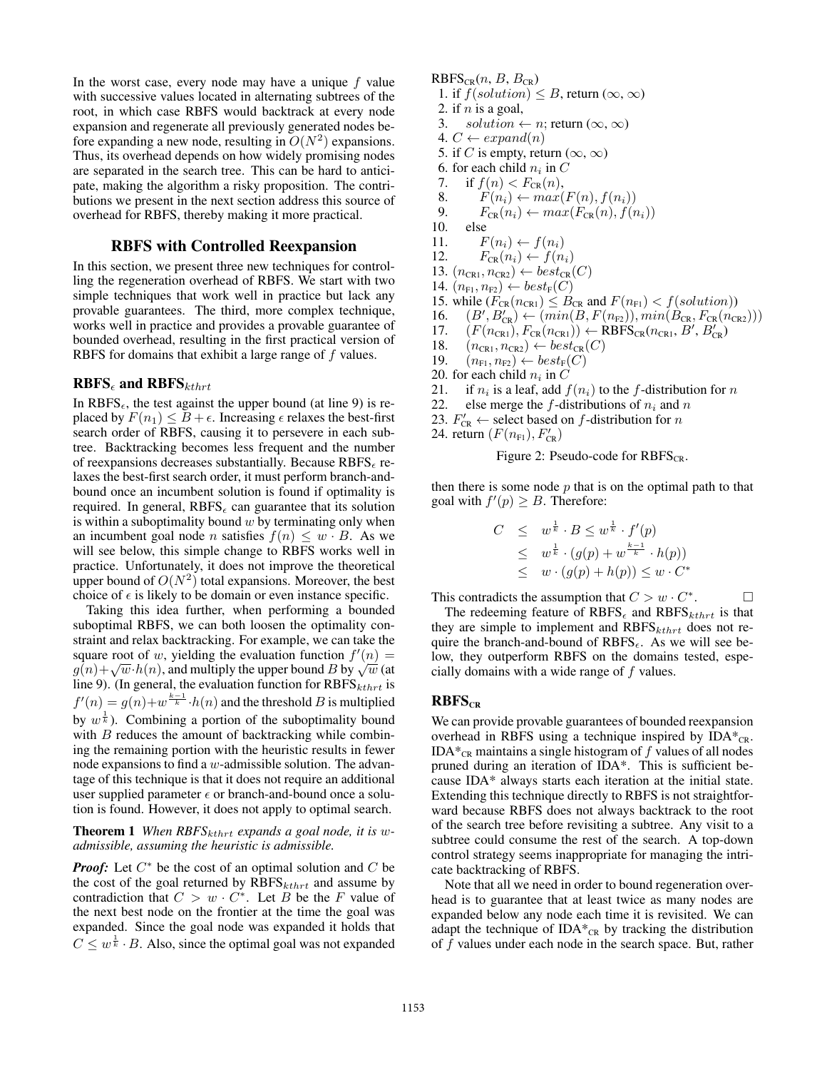In the worst case, every node may have a unique $f$ value with successive values located in alternating subtrees of the root, in which case RBFS would backtrack at every node expansion and regenerate all previously generated nodes before expanding a new node, resulting in $O(N^2)$ expansions. Thus, its overhead depends on how widely promising nodes are separated in the search tree. This can be hard to anticipate, making the algorithm a risky proposition. The contributions we present in the next section address this source of overhead for RBFS, thereby making it more practical.

## RBFS with Controlled Reexpansion

In this section, we present three new techniques for controlling the regeneration overhead of RBFS. We start with two simple techniques that work well in practice but lack any provable guarantees. The third, more complex technique, works well in practice and provides a provable guarantee of bounded overhead, resulting in the first practical version of RBFS for domains that exhibit a large range of $f$ values.

### RBFS$_\epsilon$ and RBFS$_{kthrt}$

In RBFS$_\epsilon$, the test against the upper bound (at line 9) is replaced by $F(n_1) \leq B + \epsilon$. Increasing $\epsilon$ relaxes the best-first search order of RBFS, causing it to persevere in each subtree. Backtracking becomes less frequent and the number of reexpansions decreases substantially. Because RBFS$_\epsilon$ relaxes the best-first search order, it must perform branch-and-bound once an incumbent solution is found if optimality is required. In general, RBFS$_\epsilon$ can guarantee that its solution is within a suboptimality bound $w$ by terminating only when an incumbent goal node $n$ satisfies $f(n) \leq w \cdot B$. As we will see below, this simple change to RBFS works well in practice. Unfortunately, it does not improve the theoretical upper bound of $O(N^2)$ total expansions. Moreover, the best choice of $\epsilon$ is likely to be domain or even instance specific.

Taking this idea further, when performing a bounded suboptimal RBFS, we can both loosen the optimality constraint and relax backtracking. For example, we can take the square root of $w$, yielding the evaluation function $f'(n) = g(n) + \sqrt{w} \cdot h(n)$, and multiply the upper bound $B$ by $\sqrt{w}$ (at line 9). (In general, the evaluation function for RBFS$_{kthrt}$ is $f'(n) = g(n) + w^{\frac{k-1}{k}} \cdot h(n)$ and the threshold $B$ is multiplied by $w^{\frac{1}{k}}$). Combining a portion of the suboptimality bound with $B$ reduces the amount of backtracking while combining the remaining portion with the heuristic results in fewer node expansions to find a $w$-admissible solution. The advantage of this technique is that it does not require an additional user supplied parameter $\epsilon$ or branch-and-bound once a solution is found. However, it does not apply to optimal search.

**Theorem 1** *When RBFS$_{kthrt}$ expands a goal node, it is $w$-admissible, assuming the heuristic is admissible.*

***Proof:*** Let $C^*$ be the cost of an optimal solution and $C$ be the cost of the goal returned by RBFS$_{kthrt}$ and assume by contradiction that $C > w \cdot C^*$. Let $B$ be the $F$ value of the next best node on the frontier at the time the goal was expanded. Since the goal node was expanded it holds that $C \leq w^{\frac{1}{k}} \cdot B$. Also, since the optimal goal was not expanded then there is some node $p$ that is on the optimal path to that goal with $f'(p) \geq B$. Therefore:

$$
\begin{aligned}
C &\leq w^{\frac{1}{k}} \cdot B \leq w^{\frac{1}{k}} \cdot f'(p) \\
&\leq w^{\frac{1}{k}} \cdot (g(p) + w^{\frac{k-1}{k}} \cdot h(p)) \\
&\leq w \cdot (g(p) + h(p)) \leq w \cdot C^*
\end{aligned}
$$

This contradicts the assumption that $C > w \cdot C^*$. □

The redeeming feature of RBFS$_\epsilon$ and RBFS$_{kthrt}$ is that they are simple to implement and RBFS$_{kthrt}$ does not require the branch-and-bound of RBFS$_\epsilon$. As we will see below, they outperform RBFS on the domains tested, especially domains with a wide range of $f$ values.

```
RBFS_CR(n, B, B_CR)
1. if f(solution) ≤ B, return (∞, ∞)
2. if n is a goal,
3.     solution ← n; return (∞, ∞)
4. C ← expand(n)
5. if C is empty, return (∞, ∞)
6. for each child n_i in C
7.     if f(n) < F_CR(n),
8.         F(n_i) ← max(F(n), f(n_i))
9.         F_CR(n_i) ← max(F_CR(n), f(n_i))
10.    else
11.        F(n_i) ← f(n_i)
12.        F_CR(n_i) ← f(n_i)
13. (n_CR1, n_CR2) ← best_CR(C)
14. (n_F1, n_F2) ← best_F(C)
15. while (F_CR(n_CR1) ≤ B_CR and F(n_F1) < f(solution))
16.    (B', B'_CR) ← (min(B, F(n_F2)), min(B_CR, F_CR(n_CR2)))
17.    (F(n_CR1), F_CR(n_CR1)) ← RBFS_CR(n_CR1, B', B'_CR)
18.    (n_CR1, n_CR2) ← best_CR(C)
19.    (n_F1, n_F2) ← best_F(C)
20. for each child n_i in C
21.    if n_i is a leaf, add f(n_i) to the f-distribution for n
22.    else merge the f-distributions of n_i and n
23. F'_CR ← select based on f-distribution for n
24. return (F(n_F1), F'_CR)
```

Figure 2: Pseudo-code for RBFS$_{\text{CR}}$.

### RBFS$_{\text{CR}}$

We can provide provable guarantees of bounded reexpansion overhead in RBFS using a technique inspired by IDA*$_{\text{CR}}$. IDA*$_{\text{CR}}$ maintains a single histogram of $f$ values of all nodes pruned during an iteration of IDA*. This is sufficient because IDA* always starts each iteration at the initial state. Extending this technique directly to RBFS is not straightforward because RBFS does not always backtrack to the root of the search tree before revisiting a subtree. Any visit to a subtree could consume the rest of the search. A top-down control strategy seems inappropriate for managing the intricate backtracking of RBFS.

Note that all we need in order to bound regeneration overhead is to guarantee that at least twice as many nodes are expanded below any node each time it is revisited. We can adapt the technique of IDA*$_{\text{CR}}$ by tracking the distribution of $f$ values under each node in the search space. But, rather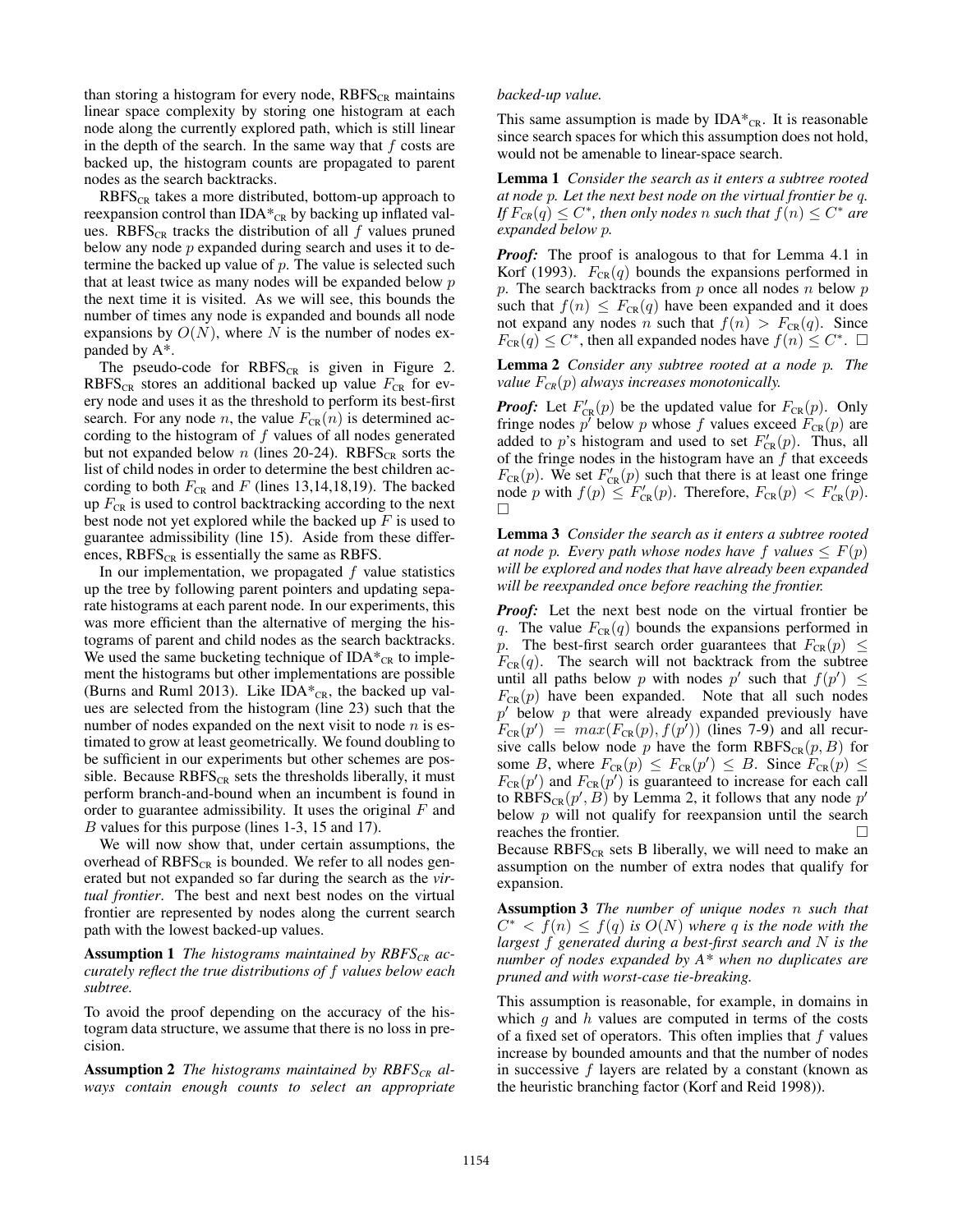than storing a histogram for every node, $\text{RBFS}_{\text{CR}}$ maintains linear space complexity by storing one histogram at each node along the currently explored path, which is still linear in the depth of the search. In the same way that $f$ costs are backed up, the histogram counts are propagated to parent nodes as the search backtracks.

$\text{RBFS}_{\text{CR}}$ takes a more distributed, bottom-up approach to reexpansion control than $\text{IDA*}_{\text{CR}}$ by backing up inflated values. $\text{RBFS}_{\text{CR}}$ tracks the distribution of all $f$ values pruned below any node $p$ expanded during search and uses it to determine the backed up value of $p$. The value is selected such that at least twice as many nodes will be expanded below $p$ the next time it is visited. As we will see, this bounds the number of times any node is expanded and bounds all node expansions by $O(N)$, where $N$ is the number of nodes expanded by A*.

The pseudo-code for $\text{RBFS}_{\text{CR}}$ is given in Figure 2. $\text{RBFS}_{\text{CR}}$ stores an additional backed up value $F_{\text{CR}}$ for every node and uses it as the threshold to perform its best-first search. For any node $n$, the value $F_{\text{CR}}(n)$ is determined according to the histogram of $f$ values of all nodes generated but not expanded below $n$ (lines 20-24). $\text{RBFS}_{\text{CR}}$ sorts the list of child nodes in order to determine the best children according to both $F_{\text{CR}}$ and $F$ (lines 13,14,18,19). The backed up $F_{\text{CR}}$ is used to control backtracking according to the next best node not yet explored while the backed up $F$ is used to guarantee admissibility (line 15). Aside from these differences, $\text{RBFS}_{\text{CR}}$ is essentially the same as RBFS.

In our implementation, we propagated $f$ value statistics up the tree by following parent pointers and updating separate histograms at each parent node. In our experiments, this was more efficient than the alternative of merging the histograms of parent and child nodes as the search backtracks. We used the same bucketing technique of $\text{IDA*}_{\text{CR}}$ to implement the histograms but other implementations are possible (Burns and Ruml 2013). Like $\text{IDA*}_{\text{CR}}$, the backed up values are selected from the histogram (line 23) such that the number of nodes expanded on the next visit to node $n$ is estimated to grow at least geometrically. We found doubling to be sufficient in our experiments but other schemes are possible. Because $\text{RBFS}_{\text{CR}}$ sets the thresholds liberally, it must perform branch-and-bound when an incumbent is found in order to guarantee admissibility. It uses the original $F$ and $B$ values for this purpose (lines 1-3, 15 and 17).

We will now show that, under certain assumptions, the overhead of $\text{RBFS}_{\text{CR}}$ is bounded. We refer to all nodes generated but not expanded so far during the search as the *virtual frontier*. The best and next best nodes on the virtual frontier are represented by nodes along the current search path with the lowest backed-up values.

**Assumption 1** *The histograms maintained by $\text{RBFS}_{\text{CR}}$ accurately reflect the true distributions of $f$ values below each subtree.*

To avoid the proof depending on the accuracy of the histogram data structure, we assume that there is no loss in precision.

**Assumption 2** *The histograms maintained by $\text{RBFS}_{\text{CR}}$ always contain enough counts to select an appropriate backed-up value.*

This same assumption is made by $\text{IDA*}_{\text{CR}}$. It is reasonable since search spaces for which this assumption does not hold, would not be amenable to linear-space search.

**Lemma 1** *Consider the search as it enters a subtree rooted at node $p$. Let the next best node on the virtual frontier be $q$. If $F_{CR}(q) \leq C^*$, then only nodes $n$ such that $f(n) \leq C^*$ are expanded below $p$.*

***Proof:*** The proof is analogous to that for Lemma 4.1 in Korf (1993). $F_{\text{CR}}(q)$ bounds the expansions performed in $p$. The search backtracks from $p$ once all nodes $n$ below $p$ such that $f(n) \leq F_{\text{CR}}(q)$ have been expanded and it does not expand any nodes $n$ such that $f(n) > F_{\text{CR}}(q)$. Since $F_{\text{CR}}(q) \leq C^*$, then all expanded nodes have $f(n) \leq C^*$. □

**Lemma 2** *Consider any subtree rooted at a node $p$. The value $F_{CR}(p)$ always increases monotonically.*

***Proof:*** Let $F'_{\text{CR}}(p)$ be the updated value for $F_{\text{CR}}(p)$. Only fringe nodes $p'$ below $p$ whose $f$ values exceed $F_{\text{CR}}(p)$ are added to $p$'s histogram and used to set $F'_{\text{CR}}(p)$. Thus, all of the fringe nodes in the histogram have an $f$ that exceeds $F_{\text{CR}}(p)$. We set $F'_{\text{CR}}(p)$ such that there is at least one fringe node $p$ with $f(p) \leq F'_{\text{CR}}(p)$. Therefore, $F_{\text{CR}}(p) < F'_{\text{CR}}(p)$. □

**Lemma 3** *Consider the search as it enters a subtree rooted at node $p$. Every path whose nodes have $f$ values $\leq F(p)$ will be explored and nodes that have already been expanded will be reexpanded once before reaching the frontier.*

***Proof:*** Let the next best node on the virtual frontier be $q$. The value $F_{\text{CR}}(q)$ bounds the expansions performed in $p$. The best-first search order guarantees that $F_{\text{CR}}(p) \leq F_{\text{CR}}(q)$. The search will not backtrack from the subtree until all paths below $p$ with nodes $p'$ such that $f(p') \leq F_{\text{CR}}(p)$ have been expanded. Note that all such nodes $p'$ below $p$ that were already expanded previously have $F_{\text{CR}}(p') = max(F_{\text{CR}}(p), f(p'))$ (lines 7-9) and all recursive calls below node $p$ have the form $\text{RBFS}_{\text{CR}}(p, B)$ for some $B$, where $F_{\text{CR}}(p) \leq F_{\text{CR}}(p') \leq B$. Since $F_{\text{CR}}(p) \leq F_{\text{CR}}(p')$ and $F_{\text{CR}}(p')$ is guaranteed to increase for each call to $\text{RBFS}_{\text{CR}}(p', B)$ by Lemma 2, it follows that any node $p'$ below $p$ will not qualify for reexpansion until the search reaches the frontier. □

Because $\text{RBFS}_{\text{CR}}$ sets B liberally, we will need to make an assumption on the number of extra nodes that qualify for expansion.

**Assumption 3** *The number of unique nodes $n$ such that $C^* < f(n) \leq f(q)$ is $O(N)$ where $q$ is the node with the largest $f$ generated during a best-first search and $N$ is the number of nodes expanded by A\* when no duplicates are pruned and with worst-case tie-breaking.*

This assumption is reasonable, for example, in domains in which $g$ and $h$ values are computed in terms of the costs of a fixed set of operators. This often implies that $f$ values increase by bounded amounts and that the number of nodes in successive $f$ layers are related by a constant (known as the heuristic branching factor (Korf and Reid 1998)).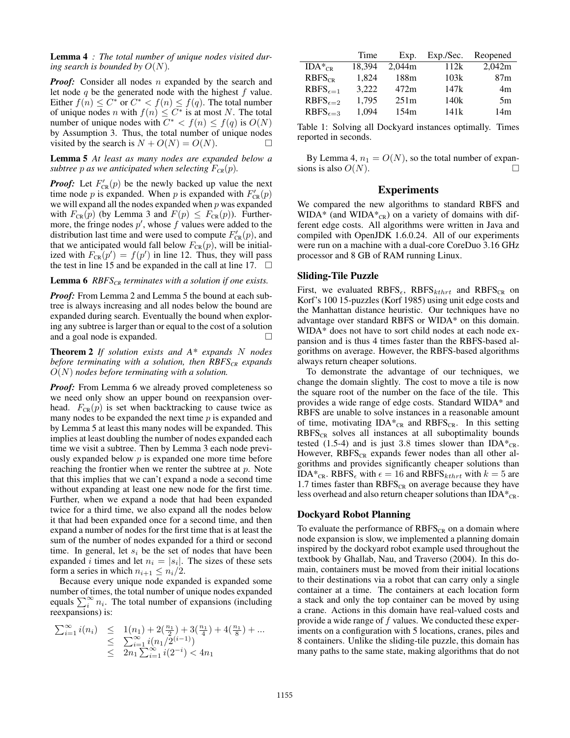**Lemma 4** *: The total number of unique nodes visited during search is bounded by $O(N)$.*

***Proof:*** Consider all nodes $n$ expanded by the search and let node $q$ be the generated node with the highest $f$ value. Either $f(n) \leq C^*$ or $C^* < f(n) \leq f(q)$. The total number of unique nodes $n$ with $f(n) \leq C^*$ is at most $N$. The total number of unique nodes with $C^* < f(n) \leq f(q)$ is $O(N)$ by Assumption 3. Thus, the total number of unique nodes visited by the search is $N + O(N) = O(N)$. □

**Lemma 5** *At least as many nodes are expanded below a subtree $p$ as we anticipated when selecting $F_{CR}(p)$.*

***Proof:*** Let $F'_{CR}(p)$ be the newly backed up value the next time node $p$ is expanded. When $p$ is expanded with $F'_{CR}(p)$ we will expand all the nodes expanded when $p$ was expanded with $F_{CR}(p)$ (by Lemma 3 and $F(p) \leq F_{CR}(p)$). Furthermore, the fringe nodes $p'$, whose $f$ values were added to the distribution last time and were used to compute $F'_{CR}(p)$, and that we anticipated would fall below $F_{CR}(p)$, will be initialized with $F_{CR}(p') = f(p')$ in line 12. Thus, they will pass the test in line 15 and be expanded in the call at line 17. □

**Lemma 6** *RBFS$_{CR}$ terminates with a solution if one exists.*

***Proof:*** From Lemma 2 and Lemma 5 the bound at each subtree is always increasing and all nodes below the bound are expanded during search. Eventually the bound when exploring any subtree is larger than or equal to the cost of a solution and a goal node is expanded. □

**Theorem 2** *If solution exists and A\* expands $N$ nodes before terminating with a solution, then RBFS$_{CR}$ expands $O(N)$ nodes before terminating with a solution.*

***Proof:*** From Lemma 6 we already proved completeness so we need only show an upper bound on reexpansion overhead. $F_{CR}(p)$ is set when backtracking to cause twice as many nodes to be expanded the next time $p$ is expanded and by Lemma 5 at least this many nodes will be expanded. This implies at least doubling the number of nodes expanded each time we visit a subtree. Then by Lemma 3 each node previously expanded below $p$ is expanded one more time before reaching the frontier when we renter the subtree at $p$. Note that this implies that we can't expand a node a second time without expanding at least one new node for the first time. Further, when we expand a node that had been expanded twice for a third time, we also expand all the nodes below it that had been expanded once for a second time, and then expand a number of nodes for the first time that is at least the sum of the number of nodes expanded for a third or second time. In general, let $s_i$ be the set of nodes that have been expanded $i$ times and let $n_i = |s_i|$. The sizes of these sets form a series in which $n_{i+1} \leq n_i/2$.

Because every unique node expanded is expanded some number of times, the total number of unique nodes expanded equals $\sum_i^\infty n_i$. The total number of expansions (including reexpansions) is:

$$\begin{aligned}
\sum_{i=1}^\infty i(n_i) &\leq 1(n_1) + 2(\tfrac{n_1}{2}) + 3(\tfrac{n_1}{4}) + 4(\tfrac{n_1}{8}) + ... \\
&\leq \sum_{i=1}^\infty i(n_1/2^{(i-1)}) \\
&\leq 2n_1 \sum_{i=1}^\infty i(2^{-i}) < 4n_1
\end{aligned}$$

By Lemma 4, $n_1 = O(N)$, so the total number of expansions is also $O(N)$. □

|  | Time | Exp. | Exp./Sec. | Reopened |
|---|---|---|---|---|
| IDA*$_{CR}$ | 18,394 | 2,044m | 112k | 2,042m |
| RBFS$_{CR}$ | 1,824 | 188m | 103k | 87m |
| RBFS$_{\epsilon=1}$ | 3,222 | 472m | 147k | 4m |
| RBFS$_{\epsilon=2}$ | 1,795 | 251m | 140k | 5m |
| RBFS$_{\epsilon=3}$ | 1,094 | 154m | 141k | 14m |

Table 1: Solving all Dockyard instances optimally. Times reported in seconds.

## Experiments

We compared the new algorithms to standard RBFS and WIDA* (and WIDA*$_{CR}$) on a variety of domains with different edge costs. All algorithms were written in Java and compiled with OpenJDK 1.6.0.24. All of our experiments were run on a machine with a dual-core CoreDuo 3.16 GHz processor and 8 GB of RAM running Linux.

### Sliding-Tile Puzzle

First, we evaluated RBFS$_\epsilon$, RBFS$_{kthrt}$ and RBFS$_{CR}$ on Korf's 100 15-puzzles (Korf 1985) using unit edge costs and the Manhattan distance heuristic. Our techniques have no advantage over standard RBFS or WIDA* on this domain. WIDA* does not have to sort child nodes at each node expansion and is thus 4 times faster than the RBFS-based algorithms on average. However, the RBFS-based algorithms always return cheaper solutions.

To demonstrate the advantage of our techniques, we change the domain slightly. The cost to move a tile is now the square root of the number on the face of the tile. This provides a wide range of edge costs. Standard WIDA* and RBFS are unable to solve instances in a reasonable amount of time, motivating IDA*$_{CR}$ and RBFS$_{CR}$. In this setting RBFS$_{CR}$ solves all instances at all suboptimality bounds tested (1.5-4) and is just 3.8 times slower than IDA*$_{CR}$. However, RBFS$_{CR}$ expands fewer nodes than all other algorithms and provides significantly cheaper solutions than IDA*$_{CR}$. RBFS$_\epsilon$ with $\epsilon = 16$ and RBFS$_{kthrt}$ with $k = 5$ are 1.7 times faster than RBFS$_{CR}$ on average because they have less overhead and also return cheaper solutions than IDA*$_{CR}$.

### Dockyard Robot Planning

To evaluate the performance of RBFS$_{CR}$ on a domain where node expansion is slow, we implemented a planning domain inspired by the dockyard robot example used throughout the textbook by Ghallab, Nau, and Traverso (2004). In this domain, containers must be moved from their initial locations to their destinations via a robot that can carry only a single container at a time. The containers at each location form a stack and only the top container can be moved by using a crane. Actions in this domain have real-valued costs and provide a wide range of $f$ values. We conducted these experiments on a configuration with 5 locations, cranes, piles and 8 containers. Unlike the sliding-tile puzzle, this domain has many paths to the same state, making algorithms that do not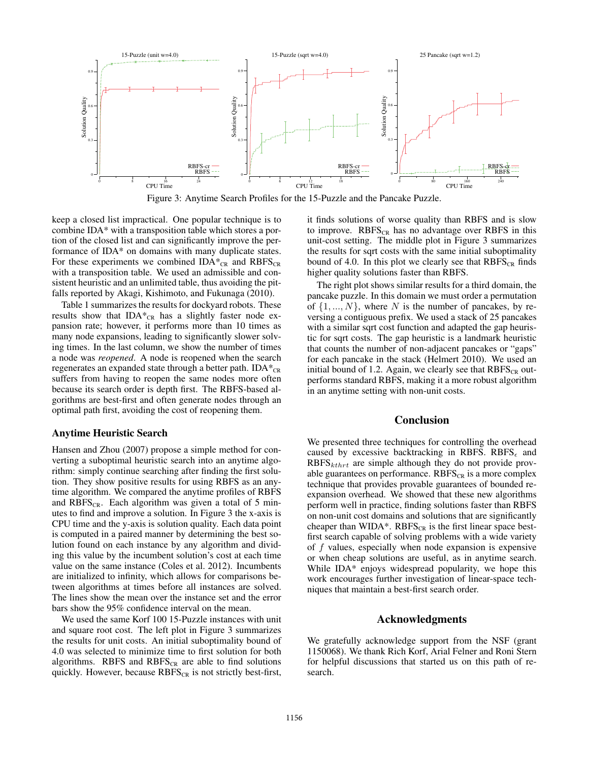Figure 3: Anytime Search Profiles for the 15-Puzzle and the Pancake Puzzle.

keep a closed list impractical. One popular technique is to combine IDA* with a transposition table which stores a portion of the closed list and can significantly improve the performance of IDA* on domains with many duplicate states. For these experiments we combined IDA*$_{\text{CR}}$ and RBFS$_{\text{CR}}$ with a transposition table. We used an admissible and consistent heuristic and an unlimited table, thus avoiding the pitfalls reported by Akagi, Kishimoto, and Fukunaga (2010).

Table 1 summarizes the results for dockyard robots. These results show that IDA*$_{\text{CR}}$ has a slightly faster node expansion rate; however, it performs more than 10 times as many node expansions, leading to significantly slower solving times. In the last column, we show the number of times a node was *reopened*. A node is reopened when the search regenerates an expanded state through a better path. IDA*$_{\text{CR}}$ suffers from having to reopen the same nodes more often because its search order is depth first. The RBFS-based algorithms are best-first and often generate nodes through an optimal path first, avoiding the cost of reopening them.

## Anytime Heuristic Search

Hansen and Zhou (2007) propose a simple method for converting a suboptimal heuristic search into an anytime algorithm: simply continue searching after finding the first solution. They show positive results for using RBFS as an anytime algorithm. We compared the anytime profiles of RBFS and RBFS$_{\text{CR}}$. Each algorithm was given a total of 5 minutes to find and improve a solution. In Figure 3 the x-axis is CPU time and the y-axis is solution quality. Each data point is computed in a paired manner by determining the best solution found on each instance by any algorithm and dividing this value by the incumbent solution's cost at each time value on the same instance (Coles et al. 2012). Incumbents are initialized to infinity, which allows for comparisons between algorithms at times before all instances are solved. The lines show the mean over the instance set and the error bars show the 95% confidence interval on the mean.

We used the same Korf 100 15-Puzzle instances with unit and square root cost. The left plot in Figure 3 summarizes the results for unit costs. An initial suboptimality bound of 4.0 was selected to minimize time to first solution for both algorithms. RBFS and RBFS$_{\text{CR}}$ are able to find solutions quickly. However, because RBFS$_{\text{CR}}$ is not strictly best-first, it finds solutions of worse quality than RBFS and is slow to improve. RBFS$_{\text{CR}}$ has no advantage over RBFS in this unit-cost setting. The middle plot in Figure 3 summarizes the results for sqrt costs with the same initial suboptimality bound of 4.0. In this plot we clearly see that RBFS$_{\text{CR}}$ finds higher quality solutions faster than RBFS.

The right plot shows similar results for a third domain, the pancake puzzle. In this domain we must order a permutation of $\{1, ..., N\}$, where $N$ is the number of pancakes, by reversing a contiguous prefix. We used a stack of 25 pancakes with a similar sqrt cost function and adapted the gap heuristic for sqrt costs. The gap heuristic is a landmark heuristic that counts the number of non-adjacent pancakes or "gaps" for each pancake in the stack (Helmert 2010). We used an initial bound of 1.2. Again, we clearly see that RBFS$_{\text{CR}}$ outperforms standard RBFS, making it a more robust algorithm in an anytime setting with non-unit costs.

## Conclusion

We presented three techniques for controlling the overhead caused by excessive backtracking in RBFS. RBFS$_\epsilon$ and RBFS$_{kthrt}$ are simple although they do not provide provable guarantees on performance. RBFS$_{\text{CR}}$ is a more complex technique that provides provable guarantees of bounded reexpansion overhead. We showed that these new algorithms perform well in practice, finding solutions faster than RBFS on non-unit cost domains and solutions that are significantly cheaper than WIDA*. RBFS$_{\text{CR}}$ is the first linear space best-first search capable of solving problems with a wide variety of $f$ values, especially when node expansion is expensive or when cheap solutions are useful, as in anytime search. While IDA* enjoys widespread popularity, we hope this work encourages further investigation of linear-space techniques that maintain a best-first search order.

## Acknowledgments

We gratefully acknowledge support from the NSF (grant 1150068). We thank Rich Korf, Arial Felner and Roni Stern for helpful discussions that started us on this path of research.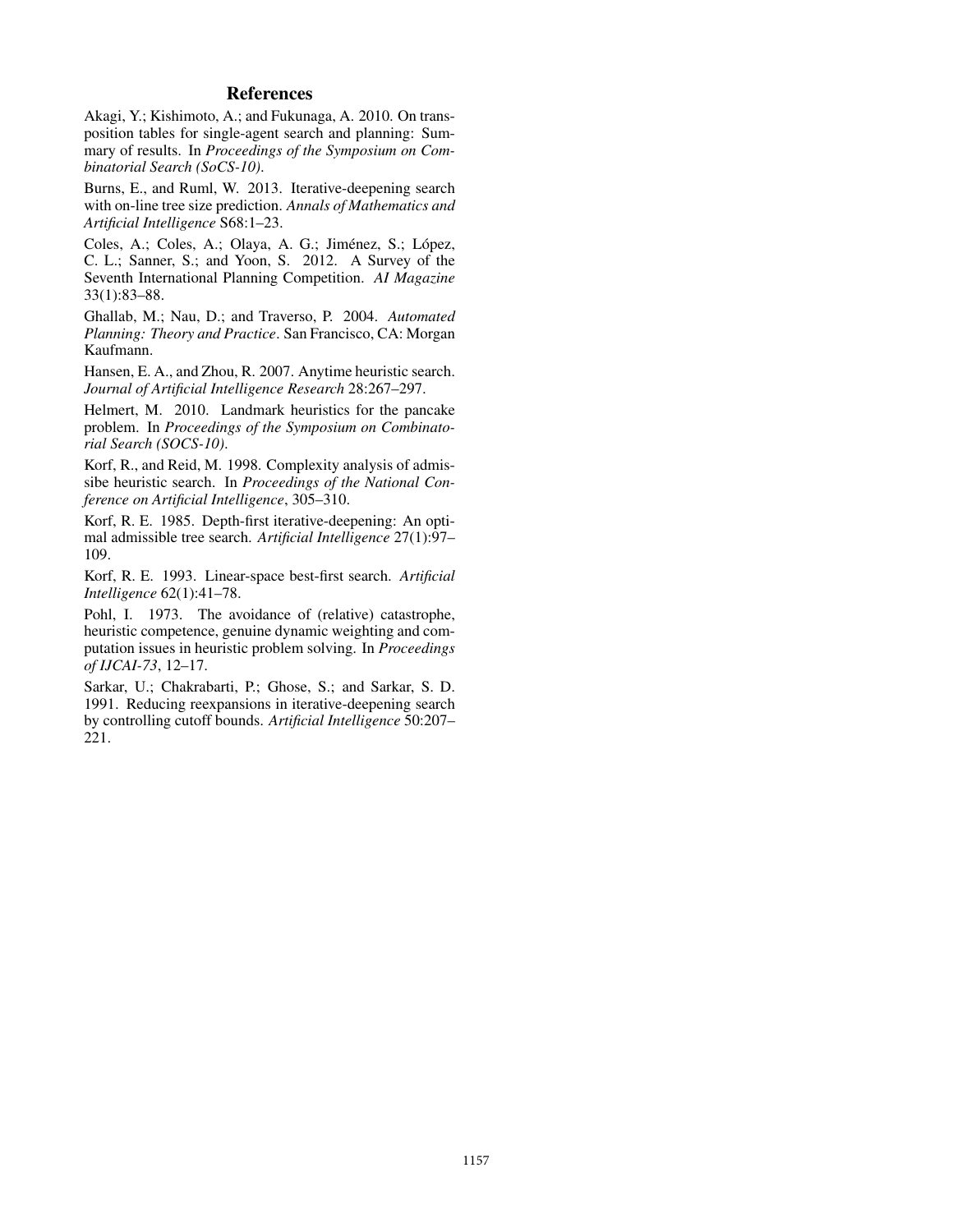## References

Akagi, Y.; Kishimoto, A.; and Fukunaga, A. 2010. On transposition tables for single-agent search and planning: Summary of results. In *Proceedings of the Symposium on Combinatorial Search (SoCS-10)*.

Burns, E., and Ruml, W. 2013. Iterative-deepening search with on-line tree size prediction. *Annals of Mathematics and Artificial Intelligence* S68:1–23.

Coles, A.; Coles, A.; Olaya, A. G.; Jiménez, S.; López, C. L.; Sanner, S.; and Yoon, S. 2012. A Survey of the Seventh International Planning Competition. *AI Magazine* 33(1):83–88.

Ghallab, M.; Nau, D.; and Traverso, P. 2004. *Automated Planning: Theory and Practice*. San Francisco, CA: Morgan Kaufmann.

Hansen, E. A., and Zhou, R. 2007. Anytime heuristic search. *Journal of Artificial Intelligence Research* 28:267–297.

Helmert, M. 2010. Landmark heuristics for the pancake problem. In *Proceedings of the Symposium on Combinatorial Search (SOCS-10)*.

Korf, R., and Reid, M. 1998. Complexity analysis of admissibe heuristic search. In *Proceedings of the National Conference on Artificial Intelligence*, 305–310.

Korf, R. E. 1985. Depth-first iterative-deepening: An optimal admissible tree search. *Artificial Intelligence* 27(1):97–109.

Korf, R. E. 1993. Linear-space best-first search. *Artificial Intelligence* 62(1):41–78.

Pohl, I. 1973. The avoidance of (relative) catastrophe, heuristic competence, genuine dynamic weighting and computation issues in heuristic problem solving. In *Proceedings of IJCAI-73*, 12–17.

Sarkar, U.; Chakrabarti, P.; Ghose, S.; and Sarkar, S. D. 1991. Reducing reexpansions in iterative-deepening search by controlling cutoff bounds. *Artificial Intelligence* 50:207–221.